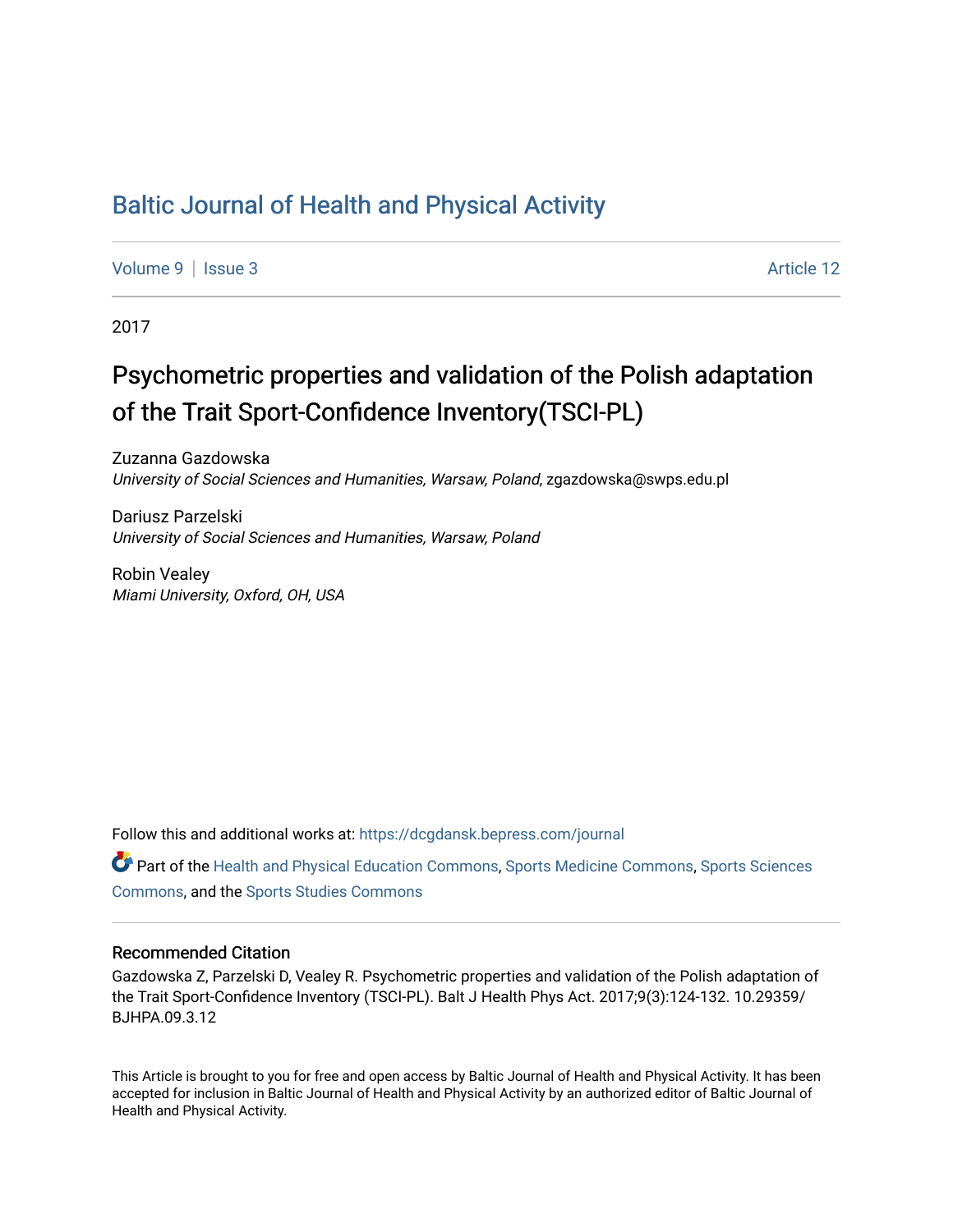# Baltic Journal of Health and Physical Activity

Volume 9 | Issue 3 | Article 12

2017

## Psychometric properties and validation of the Polish adaptation of the Trait Sport-Confidence Inventory(TSCI-PL)

Zuzanna Gazdowska
*University of Social Sciences and Humanities, Warsaw, Poland*, zgazdowska@swps.edu.pl

Dariusz Parzelski
*University of Social Sciences and Humanities, Warsaw, Poland*

Robin Vealey
*Miami University, Oxford, OH, USA*

Follow this and additional works at: https://dcgdansk.bepress.com/journal

Part of the Health and Physical Education Commons, Sports Medicine Commons, Sports Sciences Commons, and the Sports Studies Commons

### Recommended Citation

Gazdowska Z, Parzelski D, Vealey R. Psychometric properties and validation of the Polish adaptation of the Trait Sport-Confidence Inventory (TSCI-PL). Balt J Health Phys Act. 2017;9(3):124-132. 10.29359/BJHPA.09.3.12

This Article is brought to you for free and open access by Baltic Journal of Health and Physical Activity. It has been accepted for inclusion in Baltic Journal of Health and Physical Activity by an authorized editor of Baltic Journal of Health and Physical Activity.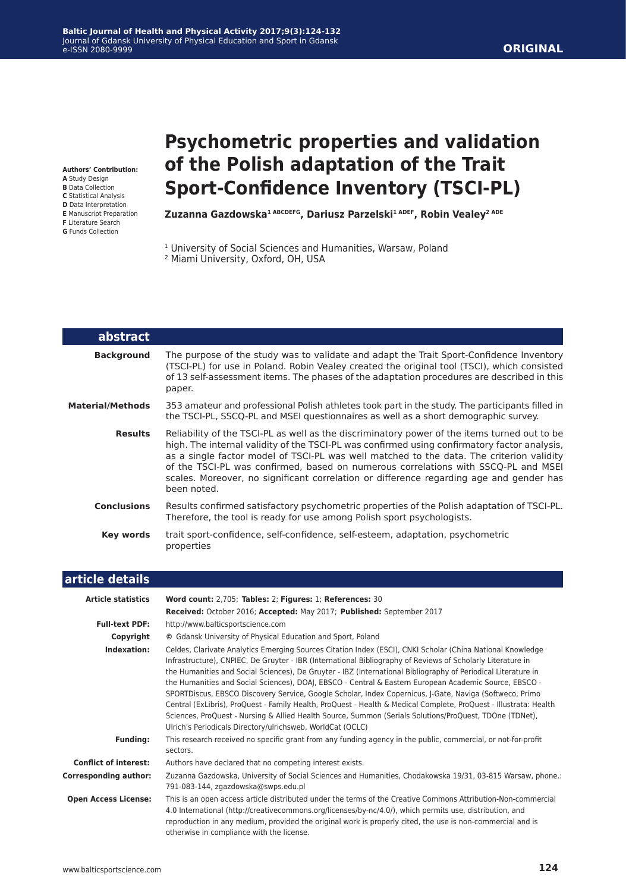**ORIGINAL**

**Authors' Contribution:**
**A** Study Design
**B** Data Collection
**C** Statistical Analysis
**D** Data Interpretation
**E** Manuscript Preparation
**F** Literature Search
**G** Funds Collection

# Psychometric properties and validation of the Polish adaptation of the Trait Sport-Confidence Inventory (TSCI-PL)

**Zuzanna Gazdowska[1 ABCDEFG], Dariusz Parzelski[1 ADEF], Robin Vealey[2 ADE]**

[1] University of Social Sciences and Humanities, Warsaw, Poland
[2] Miami University, Oxford, OH, USA

## abstract

| | |
|---|---|
| **Background** | The purpose of the study was to validate and adapt the Trait Sport-Confidence Inventory (TSCI-PL) for use in Poland. Robin Vealey created the original tool (TSCI), which consisted of 13 self-assessment items. The phases of the adaptation procedures are described in this paper. |
| **Material/Methods** | 353 amateur and professional Polish athletes took part in the study. The participants filled in the TSCI-PL, SSCQ-PL and MSEI questionnaires as well as a short demographic survey. |
| **Results** | Reliability of the TSCI-PL as well as the discriminatory power of the items turned out to be high. The internal validity of the TSCI-PL was confirmed using confirmatory factor analysis, as a single factor model of TSCI-PL was well matched to the data. The criterion validity of the TSCI-PL was confirmed, based on numerous correlations with SSCQ-PL and MSEI scales. Moreover, no significant correlation or difference regarding age and gender has been noted. |
| **Conclusions** | Results confirmed satisfactory psychometric properties of the Polish adaptation of TSCI-PL. Therefore, the tool is ready for use among Polish sport psychologists. |
| **Key words** | trait sport-confidence, self-confidence, self-esteem, adaptation, psychometric properties |

## article details

| | |
|---|---|
| **Article statistics** | **Word count:** 2,705; **Tables:** 2; **Figures:** 1; **References:** 30<br>**Received:** October 2016; **Accepted:** May 2017; **Published:** September 2017 |
| **Full-text PDF:** | http://www.balticsportscience.com |
| **Copyright** | © Gdansk University of Physical Education and Sport, Poland |
| **Indexation:** | Celdes, Clarivate Analytics Emerging Sources Citation Index (ESCI), CNKI Scholar (China National Knowledge Infrastructure), CNPIEC, De Gruyter - IBR (International Bibliography of Reviews of Scholarly Literature in the Humanities and Social Sciences), De Gruyter - IBZ (International Bibliography of Periodical Literature in the Humanities and Social Sciences), DOAJ, EBSCO - Central & Eastern European Academic Source, EBSCO - SPORTDiscus, EBSCO Discovery Service, Google Scholar, Index Copernicus, J-Gate, Naviga (Softweco, Primo Central (ExLibris), ProQuest - Family Health, ProQuest - Health & Medical Complete, ProQuest - Illustrata: Health Sciences, ProQuest - Nursing & Allied Health Source, Summon (Serials Solutions/ProQuest, TDOne (TDNet), Ulrich's Periodicals Directory/ulrichsweb, WorldCat (OCLC) |
| **Funding:** | This research received no specific grant from any funding agency in the public, commercial, or not-for-profit sectors. |
| **Conflict of interest:** | Authors have declared that no competing interest exists. |
| **Corresponding author:** | Zuzanna Gazdowska, University of Social Sciences and Humanities, Chodakowska 19/31, 03-815 Warsaw, phone.: 791-083-144, zgazdowska@swps.edu.pl |
| **Open Access License:** | This is an open access article distributed under the terms of the Creative Commons Attribution-Non-commercial 4.0 International (http://creativecommons.org/licenses/by-nc/4.0/), which permits use, distribution, and reproduction in any medium, provided the original work is properly cited, the use is non-commercial and is otherwise in compliance with the license. |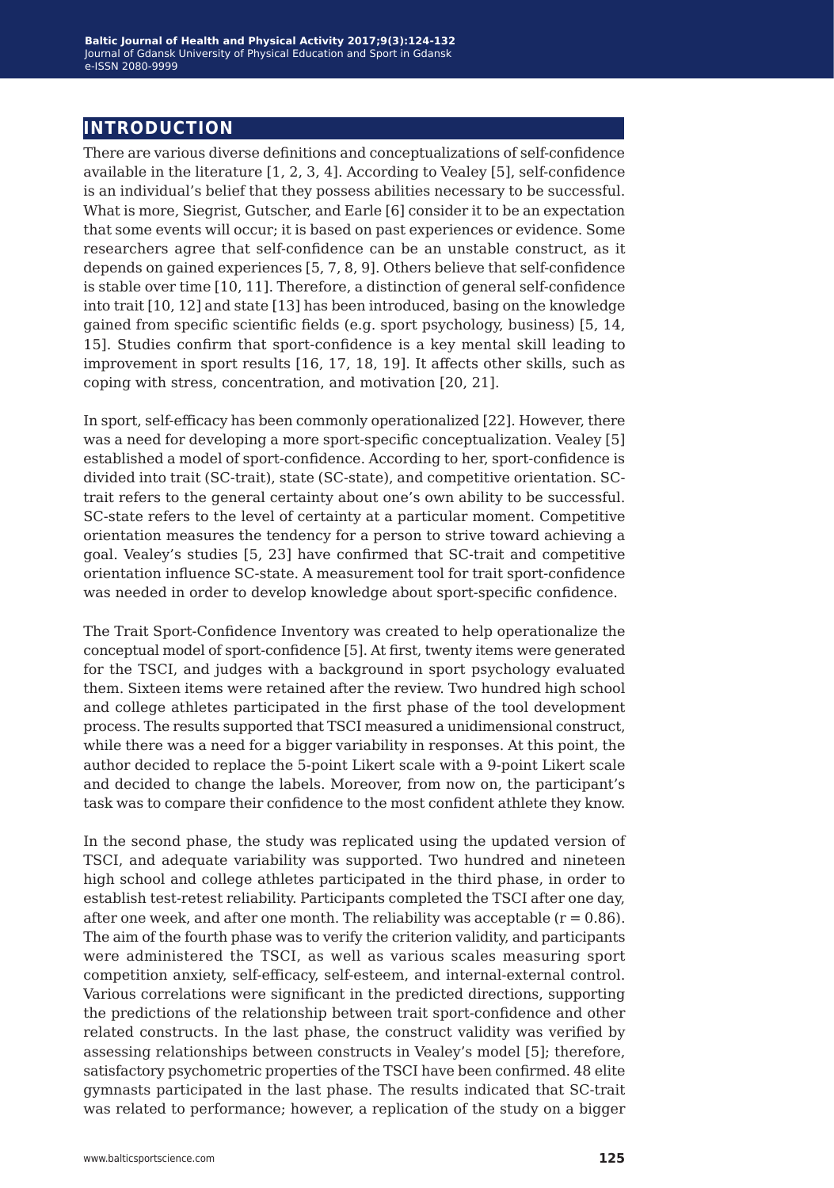## INTRODUCTION

There are various diverse definitions and conceptualizations of self-confidence available in the literature [1, 2, 3, 4]. According to Vealey [5], self-confidence is an individual's belief that they possess abilities necessary to be successful. What is more, Siegrist, Gutscher, and Earle [6] consider it to be an expectation that some events will occur; it is based on past experiences or evidence. Some researchers agree that self-confidence can be an unstable construct, as it depends on gained experiences [5, 7, 8, 9]. Others believe that self-confidence is stable over time [10, 11]. Therefore, a distinction of general self-confidence into trait [10, 12] and state [13] has been introduced, basing on the knowledge gained from specific scientific fields (e.g. sport psychology, business) [5, 14, 15]. Studies confirm that sport-confidence is a key mental skill leading to improvement in sport results [16, 17, 18, 19]. It affects other skills, such as coping with stress, concentration, and motivation [20, 21].

In sport, self-efficacy has been commonly operationalized [22]. However, there was a need for developing a more sport-specific conceptualization. Vealey [5] established a model of sport-confidence. According to her, sport-confidence is divided into trait (SC-trait), state (SC-state), and competitive orientation. SC-trait refers to the general certainty about one's own ability to be successful. SC-state refers to the level of certainty at a particular moment. Competitive orientation measures the tendency for a person to strive toward achieving a goal. Vealey's studies [5, 23] have confirmed that SC-trait and competitive orientation influence SC-state. A measurement tool for trait sport-confidence was needed in order to develop knowledge about sport-specific confidence.

The Trait Sport-Confidence Inventory was created to help operationalize the conceptual model of sport-confidence [5]. At first, twenty items were generated for the TSCI, and judges with a background in sport psychology evaluated them. Sixteen items were retained after the review. Two hundred high school and college athletes participated in the first phase of the tool development process. The results supported that TSCI measured a unidimensional construct, while there was a need for a bigger variability in responses. At this point, the author decided to replace the 5-point Likert scale with a 9-point Likert scale and decided to change the labels. Moreover, from now on, the participant's task was to compare their confidence to the most confident athlete they know.

In the second phase, the study was replicated using the updated version of TSCI, and adequate variability was supported. Two hundred and nineteen high school and college athletes participated in the third phase, in order to establish test-retest reliability. Participants completed the TSCI after one day, after one week, and after one month. The reliability was acceptable ($r = 0.86$). The aim of the fourth phase was to verify the criterion validity, and participants were administered the TSCI, as well as various scales measuring sport competition anxiety, self-efficacy, self-esteem, and internal-external control. Various correlations were significant in the predicted directions, supporting the predictions of the relationship between trait sport-confidence and other related constructs. In the last phase, the construct validity was verified by assessing relationships between constructs in Vealey's model [5]; therefore, satisfactory psychometric properties of the TSCI have been confirmed. 48 elite gymnasts participated in the last phase. The results indicated that SC-trait was related to performance; however, a replication of the study on a bigger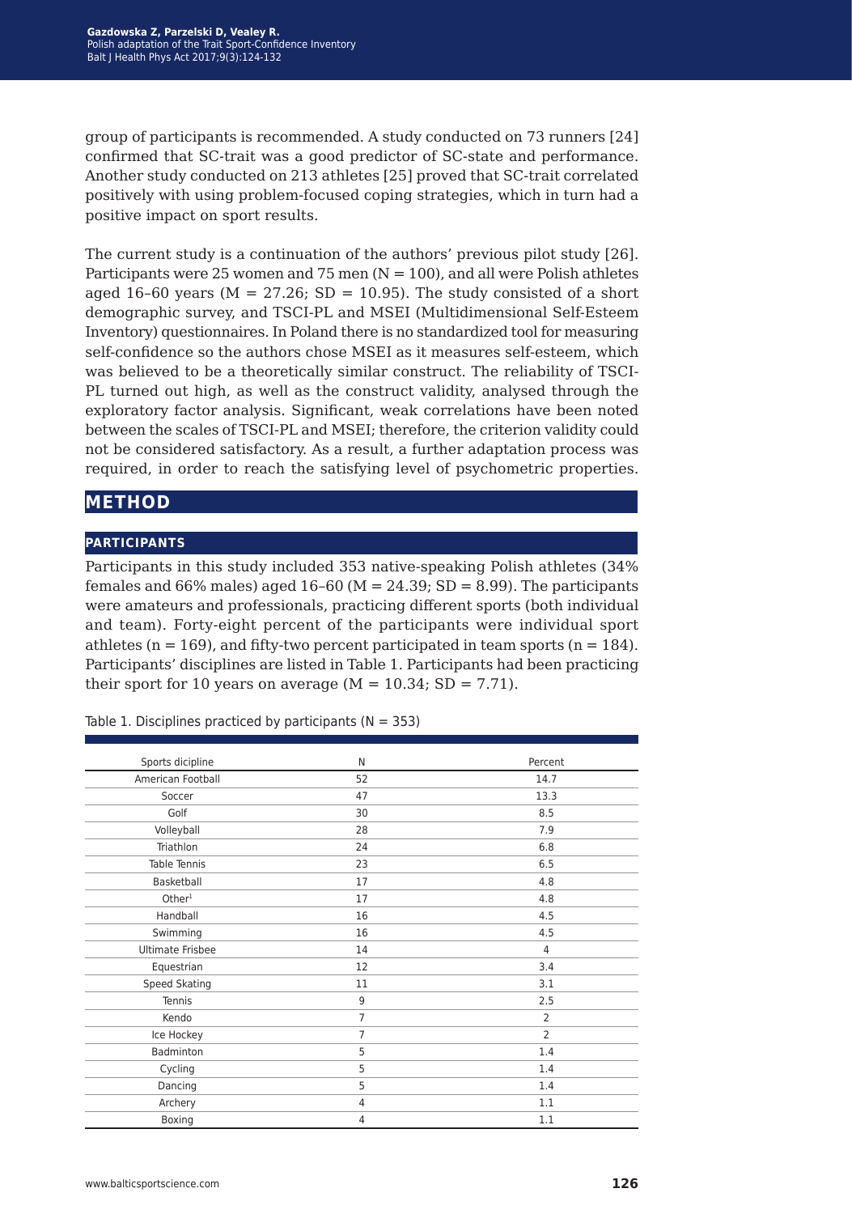group of participants is recommended. A study conducted on 73 runners [24] confirmed that SC-trait was a good predictor of SC-state and performance. Another study conducted on 213 athletes [25] proved that SC-trait correlated positively with using problem-focused coping strategies, which in turn had a positive impact on sport results.

The current study is a continuation of the authors' previous pilot study [26]. Participants were 25 women and 75 men ($N = 100$), and all were Polish athletes aged 16–60 years ($M = 27.26$; $SD = 10.95$). The study consisted of a short demographic survey, and TSCI-PL and MSEI (Multidimensional Self-Esteem Inventory) questionnaires. In Poland there is no standardized tool for measuring self-confidence so the authors chose MSEI as it measures self-esteem, which was believed to be a theoretically similar construct. The reliability of TSCI-PL turned out high, as well as the construct validity, analysed through the exploratory factor analysis. Significant, weak correlations have been noted between the scales of TSCI-PL and MSEI; therefore, the criterion validity could not be considered satisfactory. As a result, a further adaptation process was required, in order to reach the satisfying level of psychometric properties.

# METHOD

## PARTICIPANTS

Participants in this study included 353 native-speaking Polish athletes (34% females and 66% males) aged 16–60 ($M = 24.39$; $SD = 8.99$). The participants were amateurs and professionals, practicing different sports (both individual and team). Forty-eight percent of the participants were individual sport athletes ($n = 169$), and fifty-two percent participated in team sports ($n = 184$). Participants' disciplines are listed in Table 1. Participants had been practicing their sport for 10 years on average ($M = 10.34$; $SD = 7.71$).

Table 1. Disciplines practiced by participants (N = 353)

| Sports dicipline | N | Percent |
|---|---|---|
| American Football | 52 | 14.7 |
| Soccer | 47 | 13.3 |
| Golf | 30 | 8.5 |
| Volleyball | 28 | 7.9 |
| Triathlon | 24 | 6.8 |
| Table Tennis | 23 | 6.5 |
| Basketball | 17 | 4.8 |
| Other[1] | 17 | 4.8 |
| Handball | 16 | 4.5 |
| Swimming | 16 | 4.5 |
| Ultimate Frisbee | 14 | 4 |
| Equestrian | 12 | 3.4 |
| Speed Skating | 11 | 3.1 |
| Tennis | 9 | 2.5 |
| Kendo | 7 | 2 |
| Ice Hockey | 7 | 2 |
| Badminton | 5 | 1.4 |
| Cycling | 5 | 1.4 |
| Dancing | 5 | 1.4 |
| Archery | 4 | 1.1 |
| Boxing | 4 | 1.1 |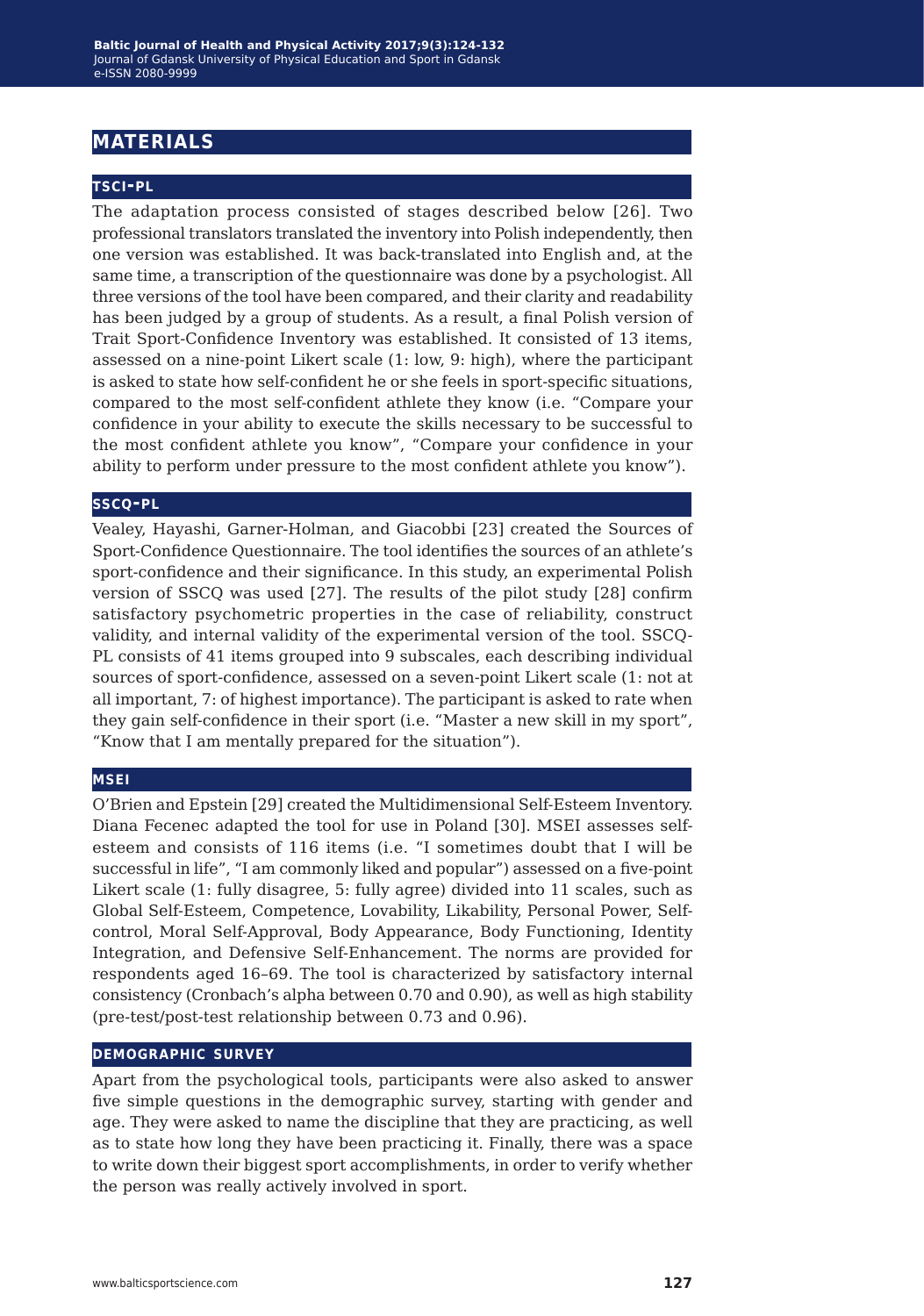## MATERIALS

### TSCI-PL

The adaptation process consisted of stages described below [26]. Two professional translators translated the inventory into Polish independently, then one version was established. It was back-translated into English and, at the same time, a transcription of the questionnaire was done by a psychologist. All three versions of the tool have been compared, and their clarity and readability has been judged by a group of students. As a result, a final Polish version of Trait Sport-Confidence Inventory was established. It consisted of 13 items, assessed on a nine-point Likert scale (1: low, 9: high), where the participant is asked to state how self-confident he or she feels in sport-specific situations, compared to the most self-confident athlete they know (i.e. "Compare your confidence in your ability to execute the skills necessary to be successful to the most confident athlete you know", "Compare your confidence in your ability to perform under pressure to the most confident athlete you know").

### SSCQ-PL

Vealey, Hayashi, Garner-Holman, and Giacobbi [23] created the Sources of Sport-Confidence Questionnaire. The tool identifies the sources of an athlete's sport-confidence and their significance. In this study, an experimental Polish version of SSCQ was used [27]. The results of the pilot study [28] confirm satisfactory psychometric properties in the case of reliability, construct validity, and internal validity of the experimental version of the tool. SSCQ-PL consists of 41 items grouped into 9 subscales, each describing individual sources of sport-confidence, assessed on a seven-point Likert scale (1: not at all important, 7: of highest importance). The participant is asked to rate when they gain self-confidence in their sport (i.e. "Master a new skill in my sport", "Know that I am mentally prepared for the situation").

### MSEI

O'Brien and Epstein [29] created the Multidimensional Self-Esteem Inventory. Diana Fecenec adapted the tool for use in Poland [30]. MSEI assesses self-esteem and consists of 116 items (i.e. "I sometimes doubt that I will be successful in life", "I am commonly liked and popular") assessed on a five-point Likert scale (1: fully disagree, 5: fully agree) divided into 11 scales, such as Global Self-Esteem, Competence, Lovability, Likability, Personal Power, Self-control, Moral Self-Approval, Body Appearance, Body Functioning, Identity Integration, and Defensive Self-Enhancement. The norms are provided for respondents aged 16–69. The tool is characterized by satisfactory internal consistency (Cronbach's alpha between 0.70 and 0.90), as well as high stability (pre-test/post-test relationship between 0.73 and 0.96).

### DEMOGRAPHIC SURVEY

Apart from the psychological tools, participants were also asked to answer five simple questions in the demographic survey, starting with gender and age. They were asked to name the discipline that they are practicing, as well as to state how long they have been practicing it. Finally, there was a space to write down their biggest sport accomplishments, in order to verify whether the person was really actively involved in sport.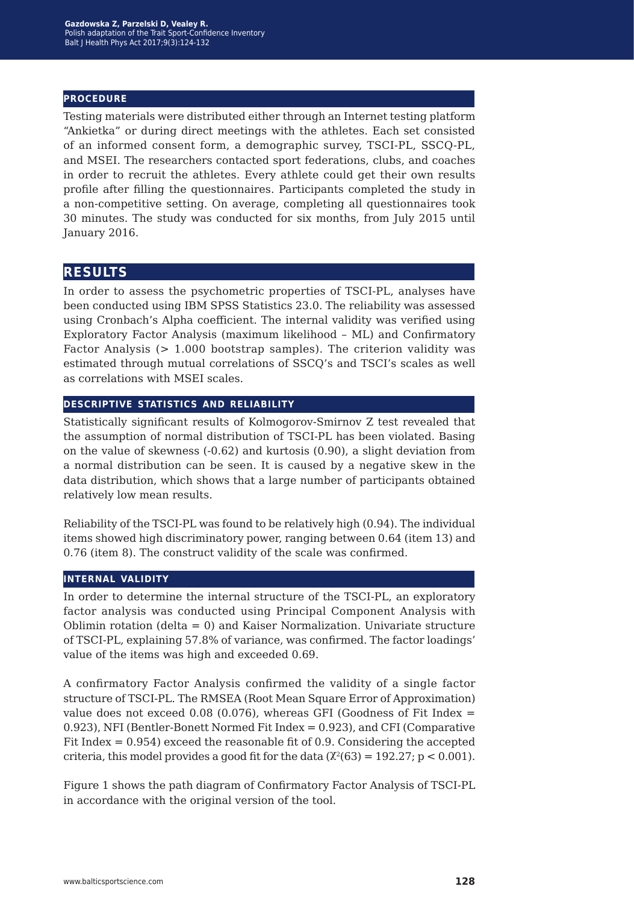### PROCEDURE

Testing materials were distributed either through an Internet testing platform "Ankietka" or during direct meetings with the athletes. Each set consisted of an informed consent form, a demographic survey, TSCI-PL, SSCQ-PL, and MSEI. The researchers contacted sport federations, clubs, and coaches in order to recruit the athletes. Every athlete could get their own results profile after filling the questionnaires. Participants completed the study in a non-competitive setting. On average, completing all questionnaires took 30 minutes. The study was conducted for six months, from July 2015 until January 2016.

## RESULTS

In order to assess the psychometric properties of TSCI-PL, analyses have been conducted using IBM SPSS Statistics 23.0. The reliability was assessed using Cronbach's Alpha coefficient. The internal validity was verified using Exploratory Factor Analysis (maximum likelihood – ML) and Confirmatory Factor Analysis (> 1.000 bootstrap samples). The criterion validity was estimated through mutual correlations of SSCQ's and TSCI's scales as well as correlations with MSEI scales.

### DESCRIPTIVE STATISTICS AND RELIABILITY

Statistically significant results of Kolmogorov-Smirnov Z test revealed that the assumption of normal distribution of TSCI-PL has been violated. Basing on the value of skewness (-0.62) and kurtosis (0.90), a slight deviation from a normal distribution can be seen. It is caused by a negative skew in the data distribution, which shows that a large number of participants obtained relatively low mean results.

Reliability of the TSCI-PL was found to be relatively high (0.94). The individual items showed high discriminatory power, ranging between 0.64 (item 13) and 0.76 (item 8). The construct validity of the scale was confirmed.

### INTERNAL VALIDITY

In order to determine the internal structure of the TSCI-PL, an exploratory factor analysis was conducted using Principal Component Analysis with Oblimin rotation (delta = 0) and Kaiser Normalization. Univariate structure of TSCI-PL, explaining 57.8% of variance, was confirmed. The factor loadings' value of the items was high and exceeded 0.69.

A confirmatory Factor Analysis confirmed the validity of a single factor structure of TSCI-PL. The RMSEA (Root Mean Square Error of Approximation) value does not exceed 0.08 (0.076), whereas GFI (Goodness of Fit Index = 0.923), NFI (Bentler-Bonett Normed Fit Index = 0.923), and CFI (Comparative Fit Index = 0.954) exceed the reasonable fit of 0.9. Considering the accepted criteria, this model provides a good fit for the data ($\chi^2(63) = 192.27$; $p < 0.001$).

Figure 1 shows the path diagram of Confirmatory Factor Analysis of TSCI-PL in accordance with the original version of the tool.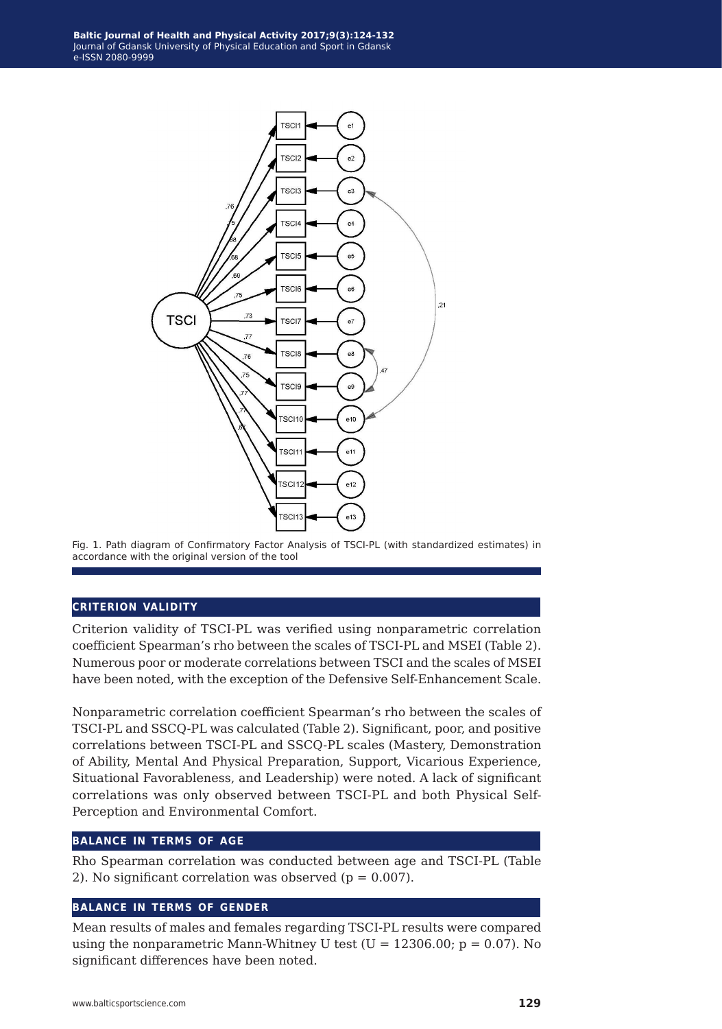Fig. 1. Path diagram of Confirmatory Factor Analysis of TSCI-PL (with standardized estimates) in accordance with the original version of the tool

## CRITERION VALIDITY

Criterion validity of TSCI-PL was verified using nonparametric correlation coefficient Spearman's rho between the scales of TSCI-PL and MSEI (Table 2). Numerous poor or moderate correlations between TSCI and the scales of MSEI have been noted, with the exception of the Defensive Self-Enhancement Scale.

Nonparametric correlation coefficient Spearman's rho between the scales of TSCI-PL and SSCQ-PL was calculated (Table 2). Significant, poor, and positive correlations between TSCI-PL and SSCQ-PL scales (Mastery, Demonstration of Ability, Mental And Physical Preparation, Support, Vicarious Experience, Situational Favorableness, and Leadership) were noted. A lack of significant correlations was only observed between TSCI-PL and both Physical Self-Perception and Environmental Comfort.

## BALANCE IN TERMS OF AGE

Rho Spearman correlation was conducted between age and TSCI-PL (Table 2). No significant correlation was observed ($p = 0.007$).

## BALANCE IN TERMS OF GENDER

Mean results of males and females regarding TSCI-PL results were compared using the nonparametric Mann-Whitney U test ($U = 12306.00$; $p = 0.07$). No significant differences have been noted.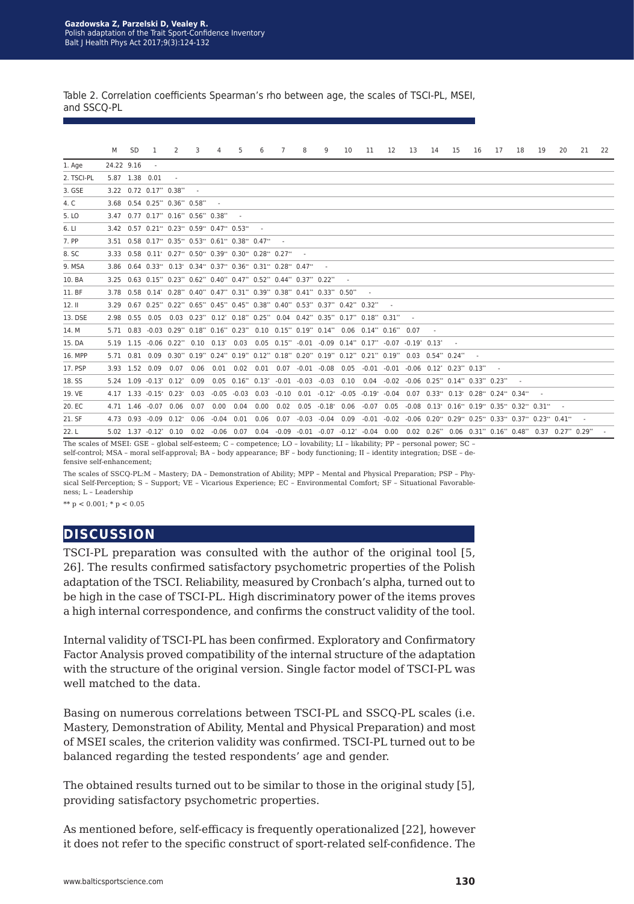Table 2. Correlation coefficients Spearman's rho between age, the scales of TSCI-PL, MSEI, and SSCQ-PL

| | M | SD | 1 | 2 | 3 | 4 | 5 | 6 | 7 | 8 | 9 | 10 | 11 | 12 | 13 | 14 | 15 | 16 | 17 | 18 | 19 | 20 | 21 | 22 |
|---|---|---|---|---|---|---|---|---|---|---|---|---|---|---|---|---|---|---|---|---|---|---|---|---|
| 1. Age | 24.22 | 9.16 | - | | | | | | | | | | | | | | | | | | | | | |
| 2. TSCI-PL | 5.87 | 1.38 | 0.01 | - | | | | | | | | | | | | | | | | | | | | |
| 3. GSE | 3.22 | 0.72 | 0.17** | 0.38** | - | | | | | | | | | | | | | | | | | | | |
| 4. C | 3.68 | 0.54 | 0.25** | 0.36** | 0.58** | - | | | | | | | | | | | | | | | | | | |
| 5. LO | 3.47 | 0.77 | 0.17** | 0.16** | 0.56** | 0.38** | - | | | | | | | | | | | | | | | | | |
| 6. LI | 3.42 | 0.57 | 0.21** | 0.23** | 0.59** | 0.47** | 0.53** | - | | | | | | | | | | | | | | | | |
| 7. PP | 3.51 | 0.58 | 0.17** | 0.35** | 0.53** | 0.61** | 0.38** | 0.47** | - | | | | | | | | | | | | | | | |
| 8. SC | 3.33 | 0.58 | 0.11* | 0.27** | 0.50** | 0.39** | 0.30** | 0.28** | 0.27** | - | | | | | | | | | | | | | | |
| 9. MSA | 3.86 | 0.64 | 0.33** | 0.13* | 0.34** | 0.37** | 0.36** | 0.31** | 0.28** | 0.47** | - | | | | | | | | | | | | | |
| 10. BA | 3.25 | 0.63 | 0.15** | 0.23** | 0.62** | 0.40** | 0.47** | 0.52** | 0.44** | 0.37** | 0.22** | - | | | | | | | | | | | | |
| 11. BF | 3.78 | 0.58 | 0.14* | 0.28** | 0.40** | 0.47** | 0.31** | 0.39** | 0.38** | 0.41** | 0.33** | 0.50** | - | | | | | | | | | | | |
| 12. II | 3.29 | 0.67 | 0.25** | 0.22** | 0.65** | 0.45** | 0.45** | 0.38** | 0.40** | 0.53** | 0.37** | 0.42** | 0.32** | - | | | | | | | | | | |
| 13. DSE | 2.98 | 0.55 | 0.05 | 0.03 | 0.23** | 0.12* | 0.18** | 0.25** | 0.04 | 0.42** | 0.35** | 0.17** | 0.18** | 0.31** | - | | | | | | | | | |
| 14. M | 5.71 | 0.83 | -0.03 | 0.29** | 0.18** | 0.16** | 0.23** | 0.10 | 0.15** | 0.19** | 0.14** | 0.06 | 0.14** | 0.16** | 0.07 | - | | | | | | | | |
| 15. DA | 5.19 | 1.15 | -0.06 | 0.22** | 0.10 | 0.13* | 0.03 | 0.05 | 0.15** | -0.01 | -0.09 | 0.14** | 0.17** | -0.07 | -0.19* | 0.13* | - | | | | | | | |
| 16. MPP | 5.71 | 0.81 | 0.09 | 0.30** | 0.19** | 0.24** | 0.19** | 0.12** | 0.18** | 0.20** | 0.19** | 0.12** | 0.21** | 0.19** | 0.03 | 0.54** | 0.24** | - | | | | | | |
| 17. PSP | 3.93 | 1.52 | 0.09 | 0.07 | 0.06 | 0.01 | 0.02 | 0.01 | 0.07 | -0.01 | -0.08 | 0.05 | -0.01 | -0.01 | -0.06 | 0.12* | 0.23** | 0.13** | - | | | | | |
| 18. SS | 5.24 | 1.09 | -0.13* | 0.12* | 0.09 | 0.05 | 0.16** | 0.13* | -0.01 | -0.03 | -0.03 | 0.10 | 0.04 | -0.02 | -0.06 | 0.25** | 0.14** | 0.33** | 0.23** | - | | | | |
| 19. VE | 4.17 | 1.33 | -0.15* | 0.23* | 0.03 | -0.05 | -0.03 | 0.03 | -0.10 | 0.01 | -0.12* | -0.05 | -0.19* | -0.04 | 0.07 | 0.33** | 0.13* | 0.28** | 0.24** | 0.34** | - | | | |
| 20. EC | 4.71 | 1.46 | -0.07 | 0.06 | 0.07 | 0.00 | 0.04 | 0.00 | 0.02 | 0.05 | -0.18* | 0.06 | -0.07 | 0.05 | -0.08 | 0.13* | 0.16** | 0.19** | 0.35** | 0.32** | 0.31** | - | | |
| 21. SF | 4.73 | 0.93 | -0.09 | 0.12* | 0.06 | -0.04 | 0.01 | 0.06 | 0.07 | -0.03 | -0.04 | 0.09 | -0.01 | -0.02 | -0.06 | 0.20** | 0.29** | 0.25** | 0.33** | 0.37** | 0.23** | 0.41** | - | |
| 22. L | 5.02 | 1.37 | -0.12* | 0.10 | 0.02 | -0.06 | 0.07 | 0.04 | -0.09 | -0.01 | -0.07 | -0.12* | -0.04 | 0.00 | 0.02 | 0.26** | 0.06 | 0.31** | 0.16** | 0.48** | 0.37 | 0.27** | 0.29** | - |

The scales of MSEI: GSE – global self-esteem; C – competence; LO – lovability; LI – likability; PP – personal power; SC – self-control; MSA – moral self-approval; BA – body appearance; BF – body functioning; II – identity integration; DSE – defensive self-enhancement;

The scales of SSCQ-PL:M – Mastery; DA – Demonstration of Ability; MPP – Mental and Physical Preparation; PSP – Physical Self-Perception; S – Support; VE – Vicarious Experience; EC – Environmental Comfort; SF – Situational Favorableness; L – Leadership

** $p < 0.001$; * $p < 0.05$

## DISCUSSION

TSCI-PL preparation was consulted with the author of the original tool [5, 26]. The results confirmed satisfactory psychometric properties of the Polish adaptation of the TSCI. Reliability, measured by Cronbach's alpha, turned out to be high in the case of TSCI-PL. High discriminatory power of the items proves a high internal correspondence, and confirms the construct validity of the tool.

Internal validity of TSCI-PL has been confirmed. Exploratory and Confirmatory Factor Analysis proved compatibility of the internal structure of the adaptation with the structure of the original version. Single factor model of TSCI-PL was well matched to the data.

Basing on numerous correlations between TSCI-PL and SSCQ-PL scales (i.e. Mastery, Demonstration of Ability, Mental and Physical Preparation) and most of MSEI scales, the criterion validity was confirmed. TSCI-PL turned out to be balanced regarding the tested respondents' age and gender.

The obtained results turned out to be similar to those in the original study [5], providing satisfactory psychometric properties.

As mentioned before, self-efficacy is frequently operationalized [22], however it does not refer to the specific construct of sport-related self-confidence. The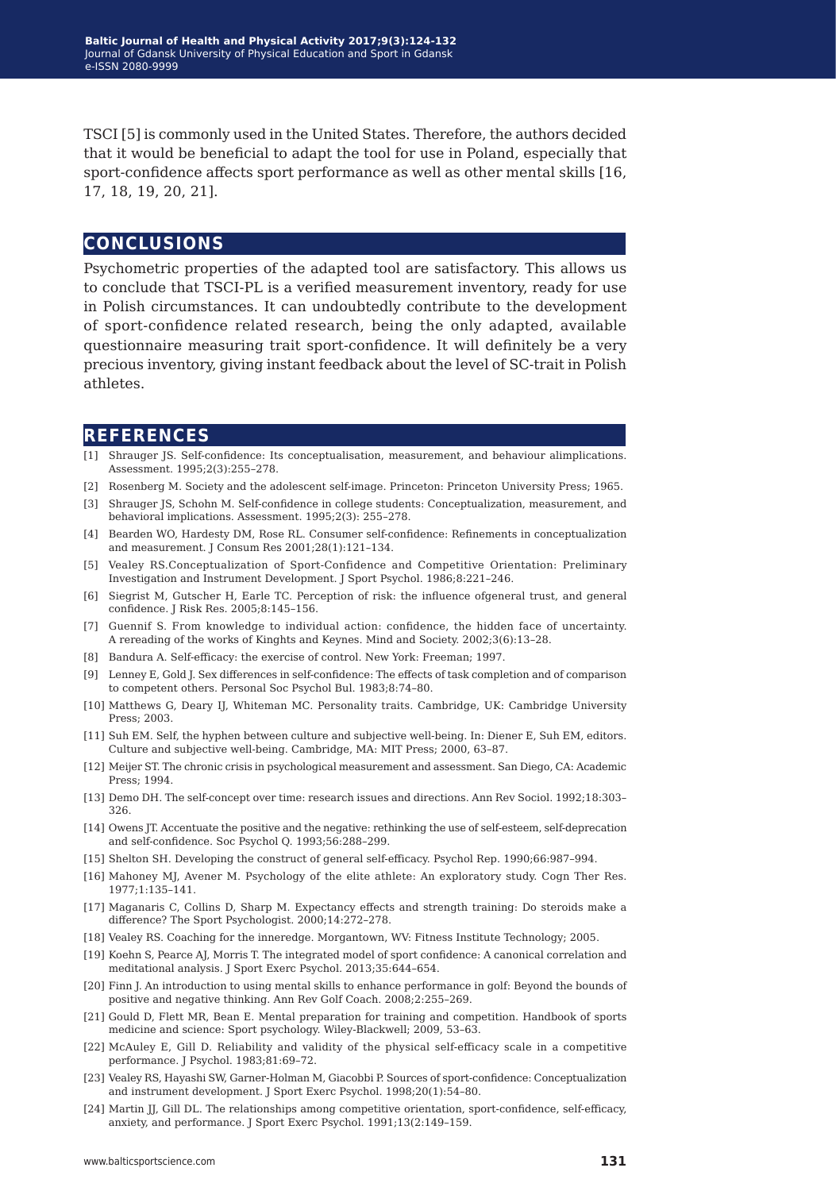TSCI [5] is commonly used in the United States. Therefore, the authors decided that it would be beneficial to adapt the tool for use in Poland, especially that sport-confidence affects sport performance as well as other mental skills [16, 17, 18, 19, 20, 21].

## CONCLUSIONS

Psychometric properties of the adapted tool are satisfactory. This allows us to conclude that TSCI-PL is a verified measurement inventory, ready for use in Polish circumstances. It can undoubtedly contribute to the development of sport-confidence related research, being the only adapted, available questionnaire measuring trait sport-confidence. It will definitely be a very precious inventory, giving instant feedback about the level of SC-trait in Polish athletes.

## REFERENCES

[1] Shrauger JS. Self-confidence: Its conceptualisation, measurement, and behaviour alimplications. Assessment. 1995;2(3):255–278.

[2] Rosenberg M. Society and the adolescent self-image. Princeton: Princeton University Press; 1965.

[3] Shrauger JS, Schohn M. Self-confidence in college students: Conceptualization, measurement, and behavioral implications. Assessment. 1995;2(3): 255–278.

[4] Bearden WO, Hardesty DM, Rose RL. Consumer self-confidence: Refinements in conceptualization and measurement. J Consum Res 2001;28(1):121–134.

[5] Vealey RS.Conceptualization of Sport-Confidence and Competitive Orientation: Preliminary Investigation and Instrument Development. J Sport Psychol. 1986;8:221–246.

[6] Siegrist M, Gutscher H, Earle TC. Perception of risk: the influence ofgeneral trust, and general confidence. J Risk Res. 2005;8:145–156.

[7] Guennif S. From knowledge to individual action: confidence, the hidden face of uncertainty. A rereading of the works of Kinghts and Keynes. Mind and Society. 2002;3(6):13–28.

[8] Bandura A. Self-efficacy: the exercise of control. New York: Freeman; 1997.

[9] Lenney E, Gold J. Sex differences in self-confidence: The effects of task completion and of comparison to competent others. Personal Soc Psychol Bul. 1983;8:74–80.

[10] Matthews G, Deary IJ, Whiteman MC. Personality traits. Cambridge, UK: Cambridge University Press; 2003.

[11] Suh EM. Self, the hyphen between culture and subjective well-being. In: Diener E, Suh EM, editors. Culture and subjective well-being. Cambridge, MA: MIT Press; 2000, 63–87.

[12] Meijer ST. The chronic crisis in psychological measurement and assessment. San Diego, CA: Academic Press; 1994.

[13] Demo DH. The self-concept over time: research issues and directions. Ann Rev Sociol. 1992;18:303–326.

[14] Owens JT. Accentuate the positive and the negative: rethinking the use of self-esteem, self-deprecation and self-confidence. Soc Psychol Q. 1993;56:288–299.

[15] Shelton SH. Developing the construct of general self-efficacy. Psychol Rep. 1990;66:987–994.

[16] Mahoney MJ, Avener M. Psychology of the elite athlete: An exploratory study. Cogn Ther Res. 1977;1:135–141.

[17] Maganaris C, Collins D, Sharp M. Expectancy effects and strength training: Do steroids make a difference? The Sport Psychologist. 2000;14:272–278.

[18] Vealey RS. Coaching for the inneredge. Morgantown, WV: Fitness Institute Technology; 2005.

[19] Koehn S, Pearce AJ, Morris T. The integrated model of sport confidence: A canonical correlation and meditational analysis. J Sport Exerc Psychol. 2013;35:644–654.

[20] Finn J. An introduction to using mental skills to enhance performance in golf: Beyond the bounds of positive and negative thinking. Ann Rev Golf Coach. 2008;2:255–269.

[21] Gould D, Flett MR, Bean E. Mental preparation for training and competition. Handbook of sports medicine and science: Sport psychology. Wiley-Blackwell; 2009, 53–63.

[22] McAuley E, Gill D. Reliability and validity of the physical self-efficacy scale in a competitive performance. J Psychol. 1983;81:69–72.

[23] Vealey RS, Hayashi SW, Garner-Holman M, Giacobbi P. Sources of sport-confidence: Conceptualization and instrument development. J Sport Exerc Psychol. 1998;20(1):54–80.

[24] Martin JJ, Gill DL. The relationships among competitive orientation, sport-confidence, self-efficacy, anxiety, and performance. J Sport Exerc Psychol. 1991;13(2:149–159.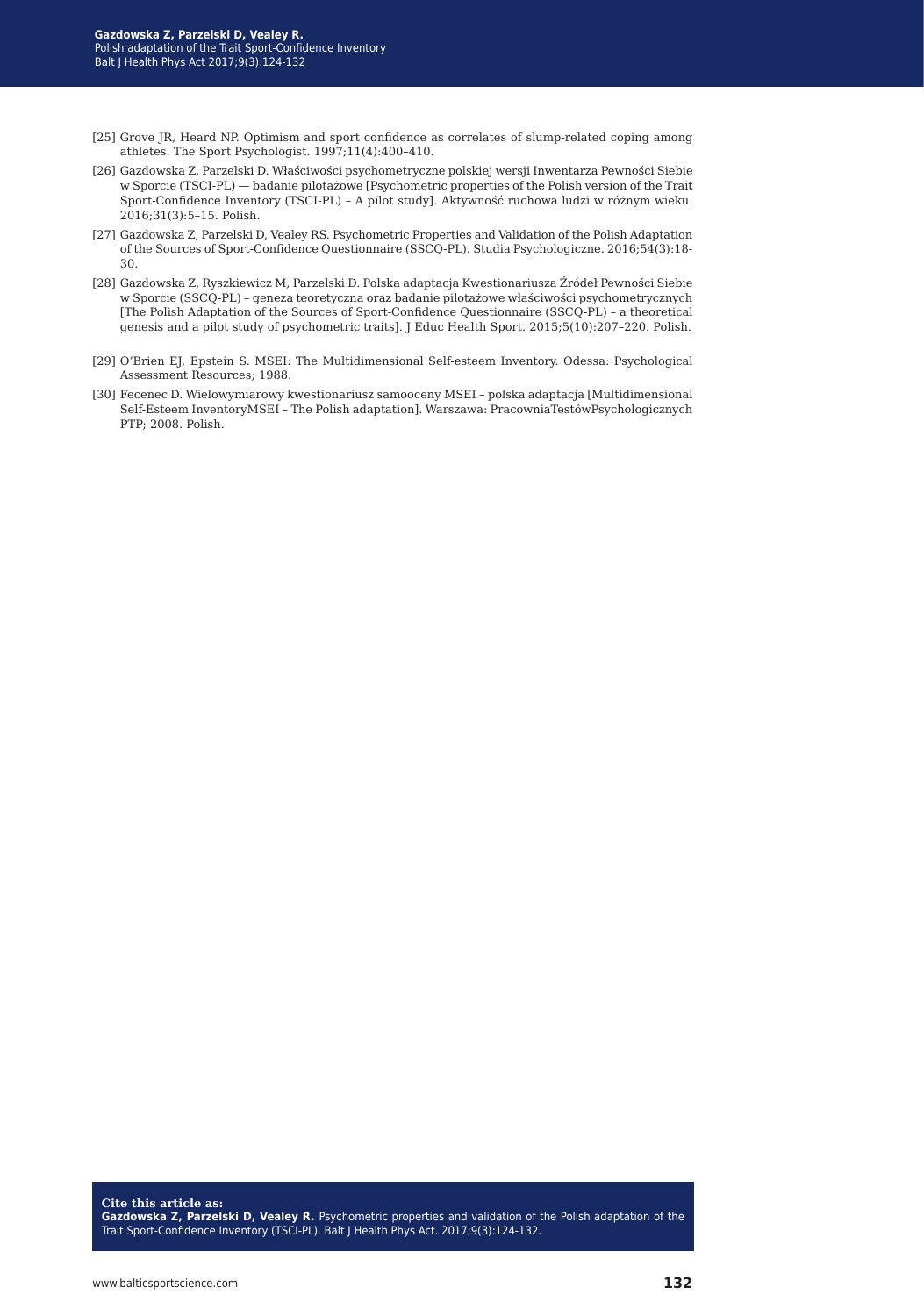[25] Grove JR, Heard NP. Optimism and sport confidence as correlates of slump-related coping among athletes. The Sport Psychologist. 1997;11(4):400–410.

[26] Gazdowska Z, Parzelski D. Właściwości psychometryczne polskiej wersji Inwentarza Pewności Siebie w Sporcie (TSCI-PL) — badanie pilotażowe [Psychometric properties of the Polish version of the Trait Sport-Confidence Inventory (TSCI-PL) – A pilot study]. Aktywność ruchowa ludzi w różnym wieku. 2016;31(3):5–15. Polish.

[27] Gazdowska Z, Parzelski D, Vealey RS. Psychometric Properties and Validation of the Polish Adaptation of the Sources of Sport-Confidence Questionnaire (SSCQ-PL). Studia Psychologiczne. 2016;54(3):18-30.

[28] Gazdowska Z, Ryszkiewicz M, Parzelski D. Polska adaptacja Kwestionariusza Źródeł Pewności Siebie w Sporcie (SSCQ-PL) – geneza teoretyczna oraz badanie pilotażowe właściwości psychometrycznych [The Polish Adaptation of the Sources of Sport-Confidence Questionnaire (SSCQ-PL) – a theoretical genesis and a pilot study of psychometric traits]. J Educ Health Sport. 2015;5(10):207–220. Polish.

[29] O'Brien EJ, Epstein S. MSEI: The Multidimensional Self-esteem Inventory. Odessa: Psychological Assessment Resources; 1988.

[30] Fecenec D. Wielowymiarowy kwestionariusz samooceny MSEI – polska adaptacja [Multidimensional Self-Esteem InventoryMSEI – The Polish adaptation]. Warszawa: PracowniaTestówPsychologicznych PTP; 2008. Polish.

**Cite this article as:**
**Gazdowska Z, Parzelski D, Vealey R.** Psychometric properties and validation of the Polish adaptation of the Trait Sport-Confidence Inventory (TSCI-PL). Balt J Health Phys Act. 2017;9(3):124-132.